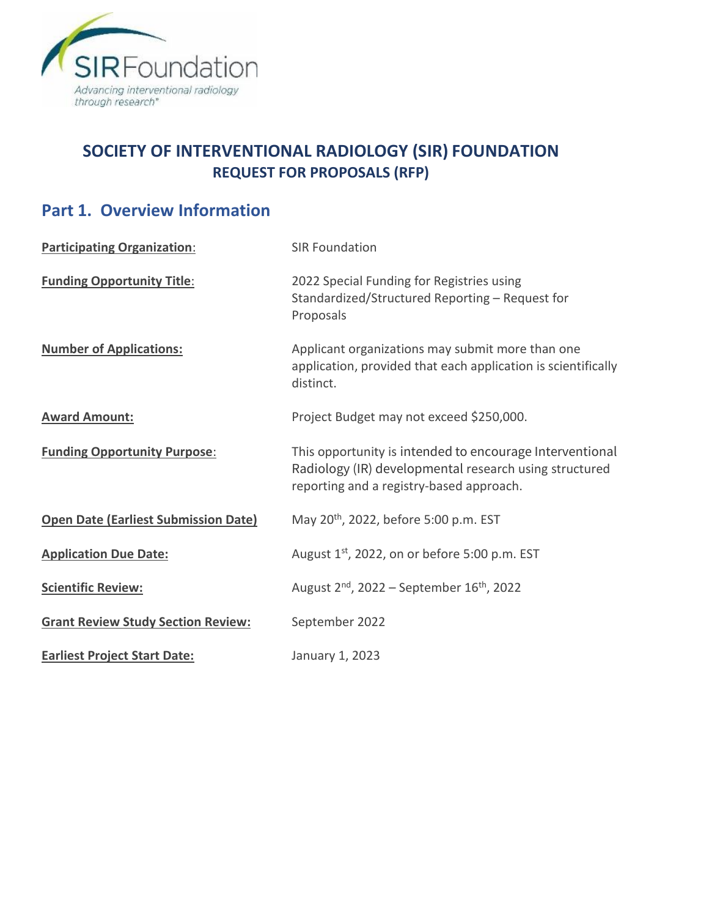# SOCIETY OF INTERVENTIONAL RADIOLOGY (SIR) FOUNDATION
## REQUEST FOR PROPOSALS (RFP)

## Part 1. Overview Information

| | |
|---|---|
| **Participating Organization**: | SIR Foundation |
| **Funding Opportunity Title**: | 2022 Special Funding for Registries using Standardized/Structured Reporting – Request for Proposals |
| **Number of Applications:** | Applicant organizations may submit more than one application, provided that each application is scientifically distinct. |
| **Award Amount:** | Project Budget may not exceed $250,000. |
| **Funding Opportunity Purpose**: | This opportunity is intended to encourage Interventional Radiology (IR) developmental research using structured reporting and a registry-based approach. |
| **Open Date (Earliest Submission Date)** | May 20th, 2022, before 5:00 p.m. EST |
| **Application Due Date:** | August 1st, 2022, on or before 5:00 p.m. EST |
| **Scientific Review:** | August 2nd, 2022 – September 16th, 2022 |
| **Grant Review Study Section Review:** | September 2022 |
| **Earliest Project Start Date:** | January 1, 2023 |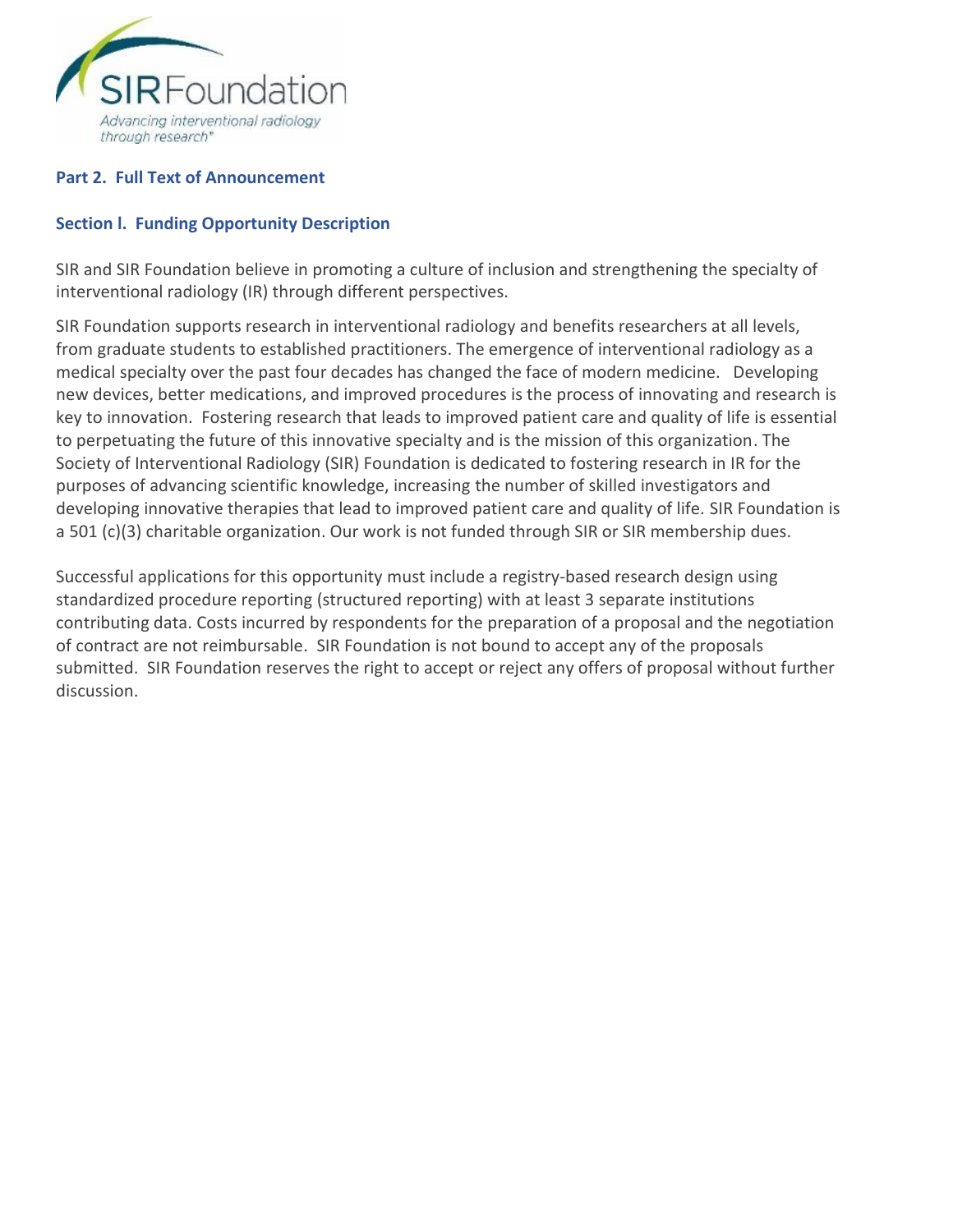## Part 2. Full Text of Announcement

### Section l. Funding Opportunity Description

SIR and SIR Foundation believe in promoting a culture of inclusion and strengthening the specialty of interventional radiology (IR) through different perspectives.

SIR Foundation supports research in interventional radiology and benefits researchers at all levels, from graduate students to established practitioners. The emergence of interventional radiology as a medical specialty over the past four decades has changed the face of modern medicine. Developing new devices, better medications, and improved procedures is the process of innovating and research is key to innovation. Fostering research that leads to improved patient care and quality of life is essential to perpetuating the future of this innovative specialty and is the mission of this organization. The Society of Interventional Radiology (SIR) Foundation is dedicated to fostering research in IR for the purposes of advancing scientific knowledge, increasing the number of skilled investigators and developing innovative therapies that lead to improved patient care and quality of life. SIR Foundation is a 501 (c)(3) charitable organization. Our work is not funded through SIR or SIR membership dues.

Successful applications for this opportunity must include a registry-based research design using standardized procedure reporting (structured reporting) with at least 3 separate institutions contributing data. Costs incurred by respondents for the preparation of a proposal and the negotiation of contract are not reimbursable. SIR Foundation is not bound to accept any of the proposals submitted. SIR Foundation reserves the right to accept or reject any offers of proposal without further discussion.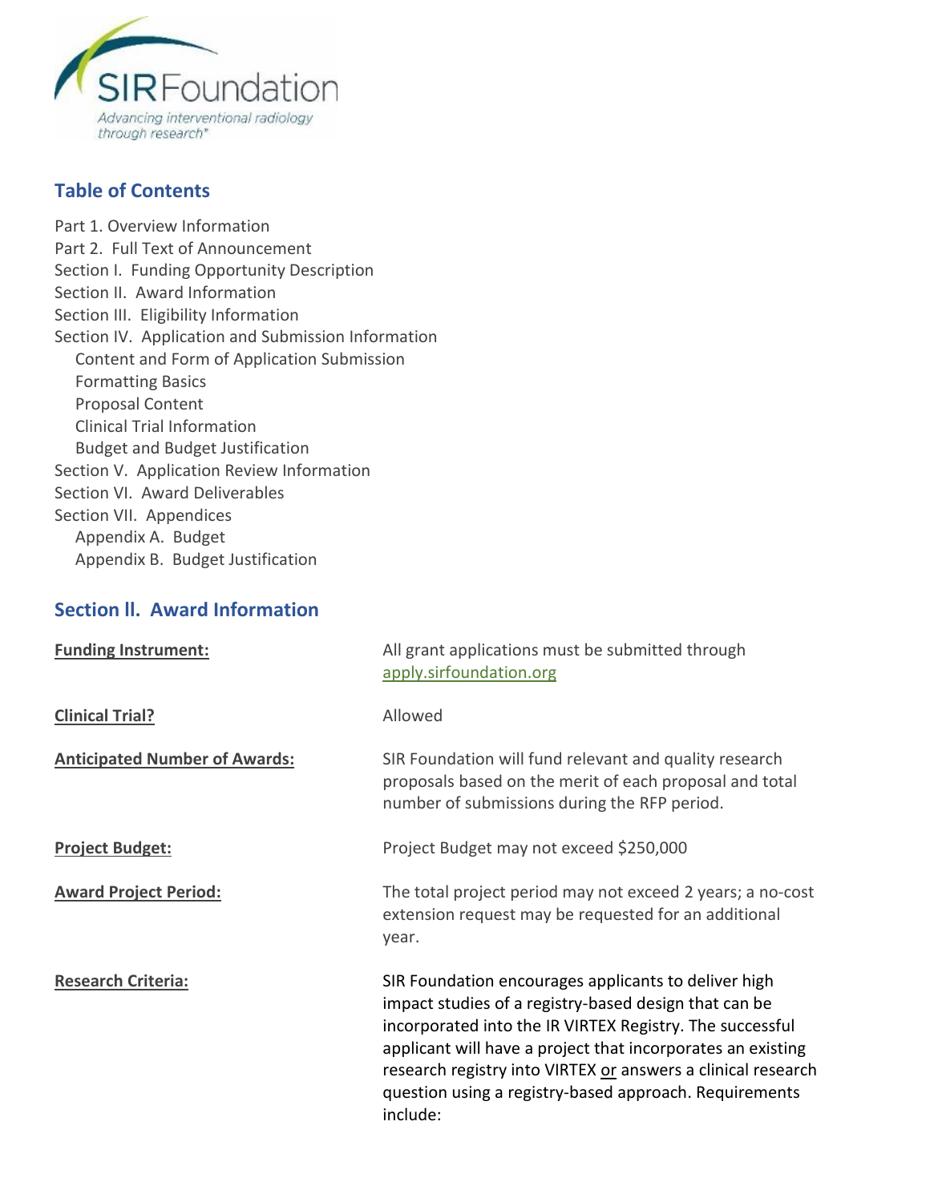## Table of Contents

Part 1. Overview Information
Part 2. Full Text of Announcement
Section I. Funding Opportunity Description
Section II. Award Information
Section III. Eligibility Information
Section IV. Application and Submission Information
- Content and Form of Application Submission
- Formatting Basics
- Proposal Content
- Clinical Trial Information
- Budget and Budget Justification

Section V. Application Review Information
Section VI. Award Deliverables
Section VII. Appendices
- Appendix A. Budget
- Appendix B. Budget Justification

## Section ll. Award Information

**Funding Instrument:** All grant applications must be submitted through apply.sirfoundation.org

**Clinical Trial?** Allowed

**Anticipated Number of Awards:** SIR Foundation will fund relevant and quality research proposals based on the merit of each proposal and total number of submissions during the RFP period.

**Project Budget:** Project Budget may not exceed $250,000

**Award Project Period:** The total project period may not exceed 2 years; a no-cost extension request may be requested for an additional year.

**Research Criteria:** SIR Foundation encourages applicants to deliver high impact studies of a registry-based design that can be incorporated into the IR VIRTEX Registry. The successful applicant will have a project that incorporates an existing research registry into VIRTEX or answers a clinical research question using a registry-based approach. Requirements include: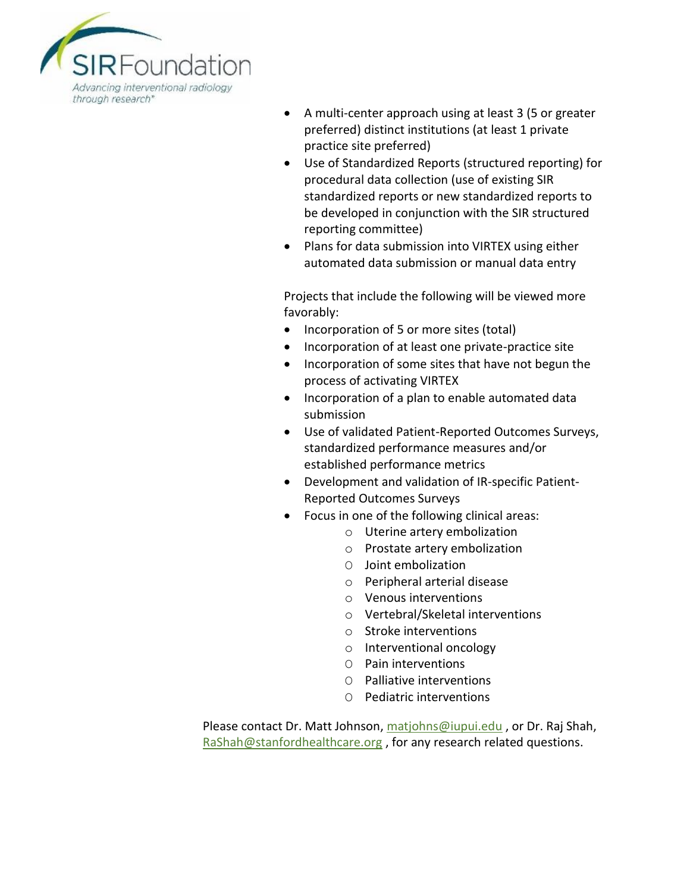- A multi-center approach using at least 3 (5 or greater preferred) distinct institutions (at least 1 private practice site preferred)
- Use of Standardized Reports (structured reporting) for procedural data collection (use of existing SIR standardized reports or new standardized reports to be developed in conjunction with the SIR structured reporting committee)
- Plans for data submission into VIRTEX using either automated data submission or manual data entry

Projects that include the following will be viewed more favorably:

- Incorporation of 5 or more sites (total)
- Incorporation of at least one private-practice site
- Incorporation of some sites that have not begun the process of activating VIRTEX
- Incorporation of a plan to enable automated data submission
- Use of validated Patient-Reported Outcomes Surveys, standardized performance measures and/or established performance metrics
- Development and validation of IR-specific Patient-Reported Outcomes Surveys
- Focus in one of the following clinical areas:
    - Uterine artery embolization
    - Prostate artery embolization
    - Joint embolization
    - Peripheral arterial disease
    - Venous interventions
    - Vertebral/Skeletal interventions
    - Stroke interventions
    - Interventional oncology
    - Pain interventions
    - Palliative interventions
    - Pediatric interventions

Please contact Dr. Matt Johnson, matjohns@iupui.edu , or Dr. Raj Shah, RaShah@stanfordhealthcare.org , for any research related questions.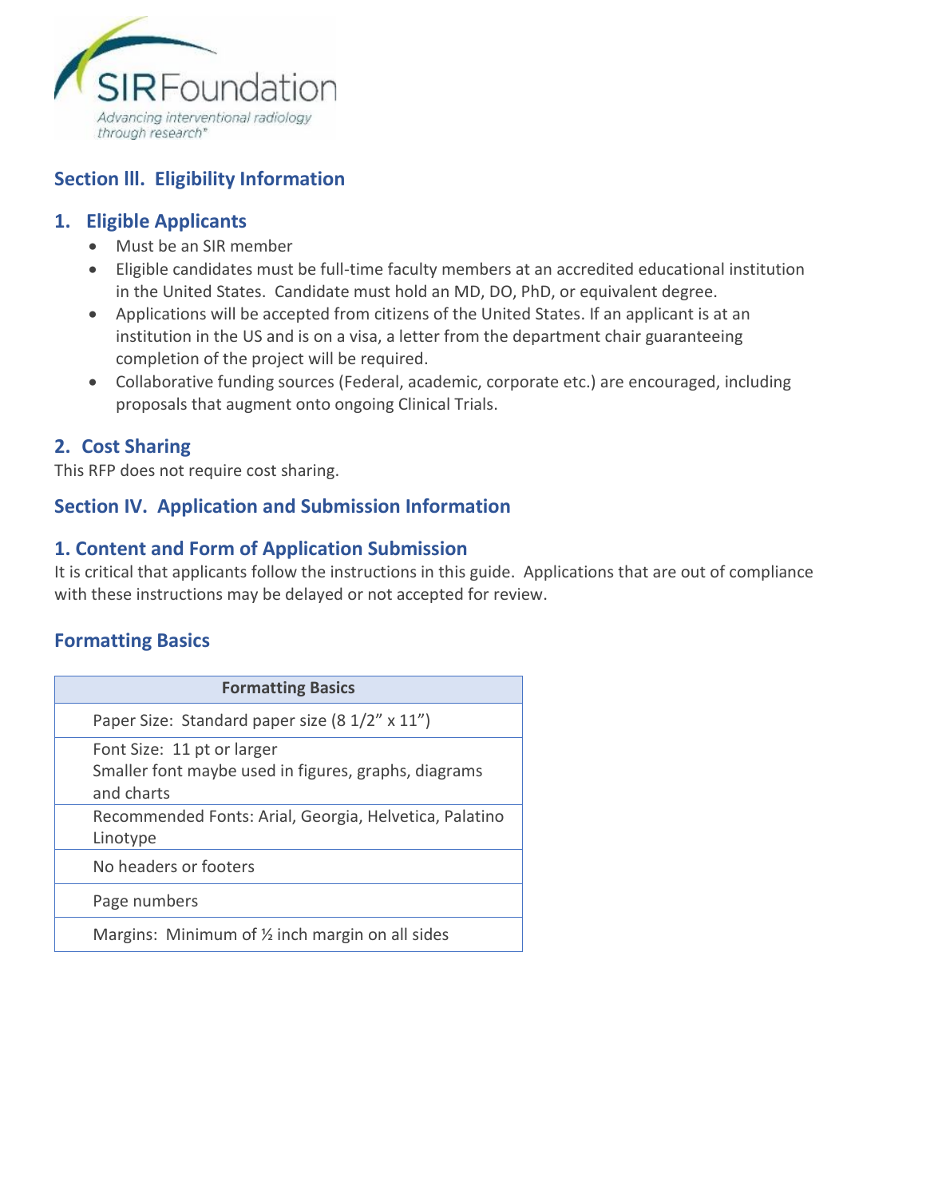## Section III. Eligibility Information

### 1. Eligible Applicants

- Must be an SIR member
- Eligible candidates must be full-time faculty members at an accredited educational institution in the United States. Candidate must hold an MD, DO, PhD, or equivalent degree.
- Applications will be accepted from citizens of the United States. If an applicant is at an institution in the US and is on a visa, a letter from the department chair guaranteeing completion of the project will be required.
- Collaborative funding sources (Federal, academic, corporate etc.) are encouraged, including proposals that augment onto ongoing Clinical Trials.

### 2. Cost Sharing

This RFP does not require cost sharing.

## Section IV. Application and Submission Information

### 1. Content and Form of Application Submission

It is critical that applicants follow the instructions in this guide. Applications that are out of compliance with these instructions may be delayed or not accepted for review.

### Formatting Basics

| Formatting Basics |
|---|
| Paper Size: Standard paper size (8 1/2" x 11") |
| Font Size: 11 pt or larger<br>Smaller font maybe used in figures, graphs, diagrams and charts |
| Recommended Fonts: Arial, Georgia, Helvetica, Palatino Linotype |
| No headers or footers |
| Page numbers |
| Margins: Minimum of ½ inch margin on all sides |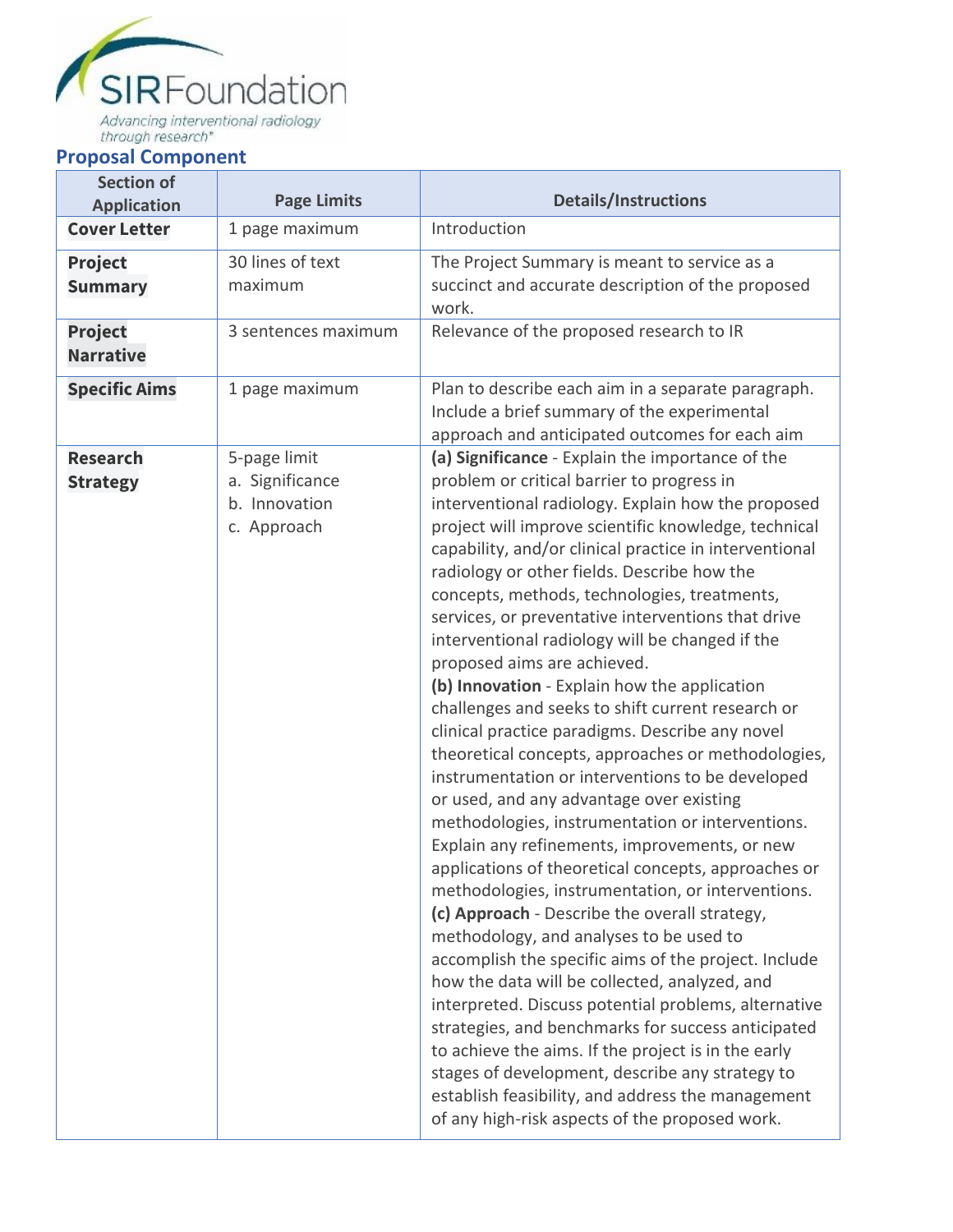SIRFoundation

*Advancing interventional radiology through research*

## Proposal Component

| Section of Application | Page Limits | Details/Instructions |
|---|---|---|
| **Cover Letter** | 1 page maximum | Introduction |
| **Project Summary** | 30 lines of text maximum | The Project Summary is meant to service as a succinct and accurate description of the proposed work. |
| **Project Narrative** | 3 sentences maximum | Relevance of the proposed research to IR |
| **Specific Aims** | 1 page maximum | Plan to describe each aim in a separate paragraph. Include a brief summary of the experimental approach and anticipated outcomes for each aim |
| **Research Strategy** | 5-page limit<br>a. Significance<br>b. Innovation<br>c. Approach | **(a) Significance** - Explain the importance of the problem or critical barrier to progress in interventional radiology. Explain how the proposed project will improve scientific knowledge, technical capability, and/or clinical practice in interventional radiology or other fields. Describe how the concepts, methods, technologies, treatments, services, or preventative interventions that drive interventional radiology will be changed if the proposed aims are achieved.<br>**(b) Innovation** - Explain how the application challenges and seeks to shift current research or clinical practice paradigms. Describe any novel theoretical concepts, approaches or methodologies, instrumentation or interventions to be developed or used, and any advantage over existing methodologies, instrumentation or interventions. Explain any refinements, improvements, or new applications of theoretical concepts, approaches or methodologies, instrumentation, or interventions.<br>**(c) Approach** - Describe the overall strategy, methodology, and analyses to be used to accomplish the specific aims of the project. Include how the data will be collected, analyzed, and interpreted. Discuss potential problems, alternative strategies, and benchmarks for success anticipated to achieve the aims. If the project is in the early stages of development, describe any strategy to establish feasibility, and address the management of any high-risk aspects of the proposed work. |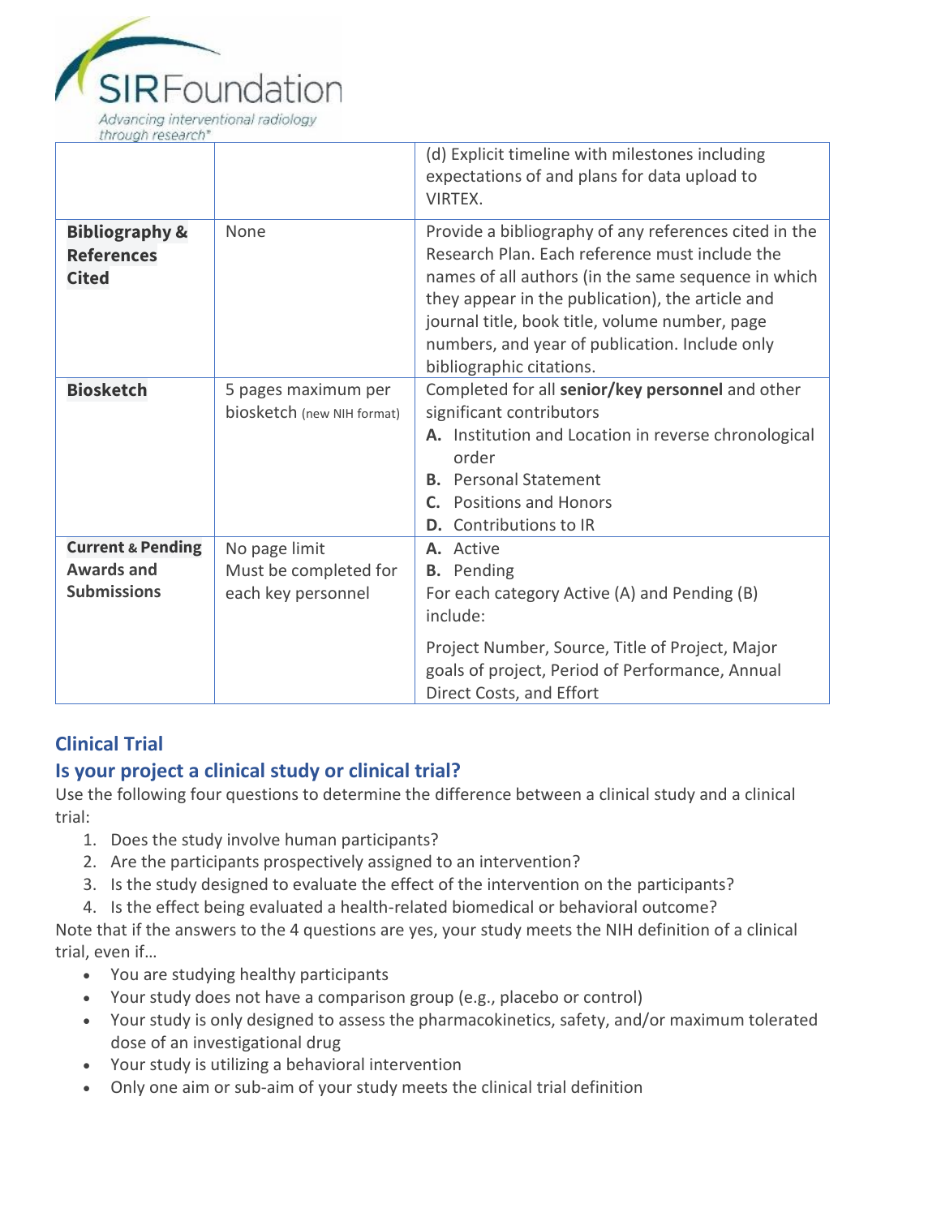| | | |
|---|---|---|
| | | (d) Explicit timeline with milestones including expectations of and plans for data upload to VIRTEX. |
| **Bibliography & References Cited** | None | Provide a bibliography of any references cited in the Research Plan. Each reference must include the names of all authors (in the same sequence in which they appear in the publication), the article and journal title, book title, volume number, page numbers, and year of publication. Include only bibliographic citations. |
| **Biosketch** | 5 pages maximum per biosketch (new NIH format) | Completed for all **senior/key personnel** and other significant contributors<br>**A.** Institution and Location in reverse chronological order<br>**B.** Personal Statement<br>**C.** Positions and Honors<br>**D.** Contributions to IR |
| **Current & Pending Awards and Submissions** | No page limit<br>Must be completed for each key personnel | **A.** Active<br>**B.** Pending<br>For each category Active (A) and Pending (B) include:<br>Project Number, Source, Title of Project, Major goals of project, Period of Performance, Annual Direct Costs, and Effort |

## Clinical Trial

## Is your project a clinical study or clinical trial?

Use the following four questions to determine the difference between a clinical study and a clinical trial:

1. Does the study involve human participants?
2. Are the participants prospectively assigned to an intervention?
3. Is the study designed to evaluate the effect of the intervention on the participants?
4. Is the effect being evaluated a health-related biomedical or behavioral outcome?

Note that if the answers to the 4 questions are yes, your study meets the NIH definition of a clinical trial, even if…

- You are studying healthy participants
- Your study does not have a comparison group (e.g., placebo or control)
- Your study is only designed to assess the pharmacokinetics, safety, and/or maximum tolerated dose of an investigational drug
- Your study is utilizing a behavioral intervention
- Only one aim or sub-aim of your study meets the clinical trial definition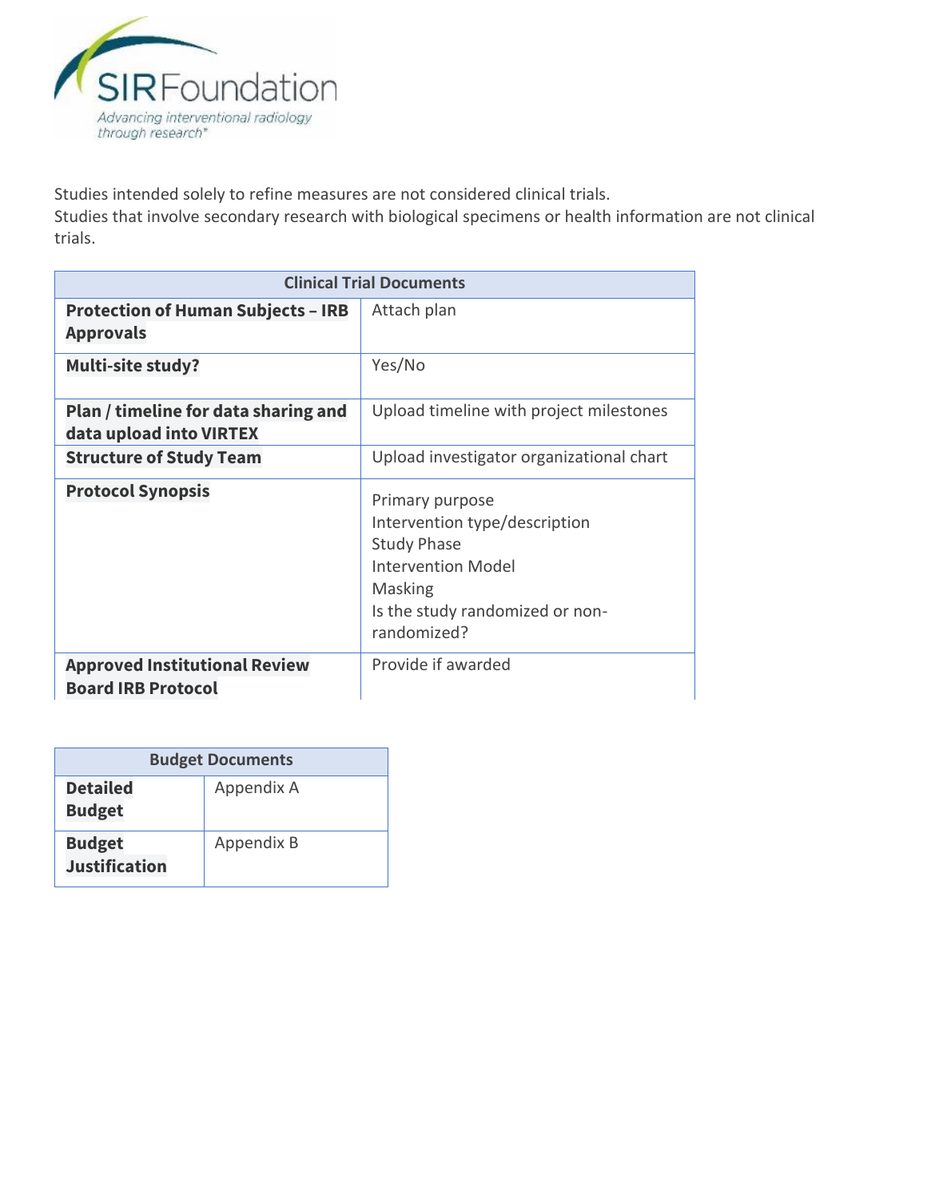Studies intended solely to refine measures are not considered clinical trials.
Studies that involve secondary research with biological specimens or health information are not clinical trials.

| Clinical Trial Documents | |
|---|---|
| **Protection of Human Subjects – IRB Approvals** | Attach plan |
| **Multi-site study?** | Yes/No |
| **Plan / timeline for data sharing and data upload into VIRTEX** | Upload timeline with project milestones |
| **Structure of Study Team** | Upload investigator organizational chart |
| **Protocol Synopsis** | Primary purpose<br>Intervention type/description<br>Study Phase<br>Intervention Model<br>Masking<br>Is the study randomized or non-randomized? |
| **Approved Institutional Review Board IRB Protocol** | Provide if awarded |

| Budget Documents | |
|---|---|
| **Detailed Budget** | Appendix A |
| **Budget Justification** | Appendix B |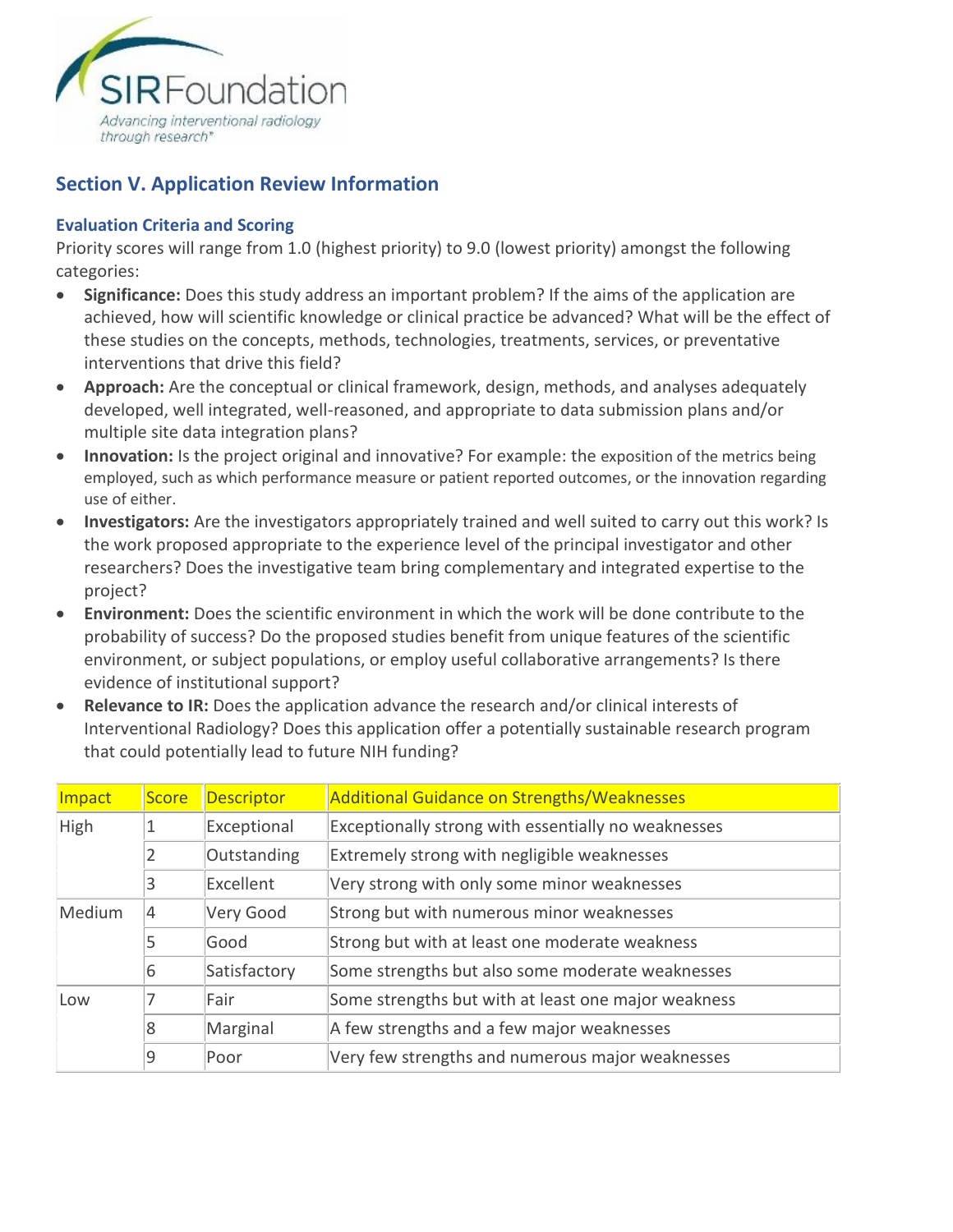## Section V. Application Review Information

### Evaluation Criteria and Scoring

Priority scores will range from 1.0 (highest priority) to 9.0 (lowest priority) amongst the following categories:

- **Significance:** Does this study address an important problem? If the aims of the application are achieved, how will scientific knowledge or clinical practice be advanced? What will be the effect of these studies on the concepts, methods, technologies, treatments, services, or preventative interventions that drive this field?
- **Approach:** Are the conceptual or clinical framework, design, methods, and analyses adequately developed, well integrated, well-reasoned, and appropriate to data submission plans and/or multiple site data integration plans?
- **Innovation:** Is the project original and innovative? For example: the exposition of the metrics being employed, such as which performance measure or patient reported outcomes, or the innovation regarding use of either.
- **Investigators:** Are the investigators appropriately trained and well suited to carry out this work? Is the work proposed appropriate to the experience level of the principal investigator and other researchers? Does the investigative team bring complementary and integrated expertise to the project?
- **Environment:** Does the scientific environment in which the work will be done contribute to the probability of success? Do the proposed studies benefit from unique features of the scientific environment, or subject populations, or employ useful collaborative arrangements? Is there evidence of institutional support?
- **Relevance to IR:** Does the application advance the research and/or clinical interests of Interventional Radiology? Does this application offer a potentially sustainable research program that could potentially lead to future NIH funding?

| Impact | Score | Descriptor | Additional Guidance on Strengths/Weaknesses |
|---|---|---|---|
| High | 1 | Exceptional | Exceptionally strong with essentially no weaknesses |
| | 2 | Outstanding | Extremely strong with negligible weaknesses |
| | 3 | Excellent | Very strong with only some minor weaknesses |
| Medium | 4 | Very Good | Strong but with numerous minor weaknesses |
| | 5 | Good | Strong but with at least one moderate weakness |
| | 6 | Satisfactory | Some strengths but also some moderate weaknesses |
| Low | 7 | Fair | Some strengths but with at least one major weakness |
| | 8 | Marginal | A few strengths and a few major weaknesses |
| | 9 | Poor | Very few strengths and numerous major weaknesses |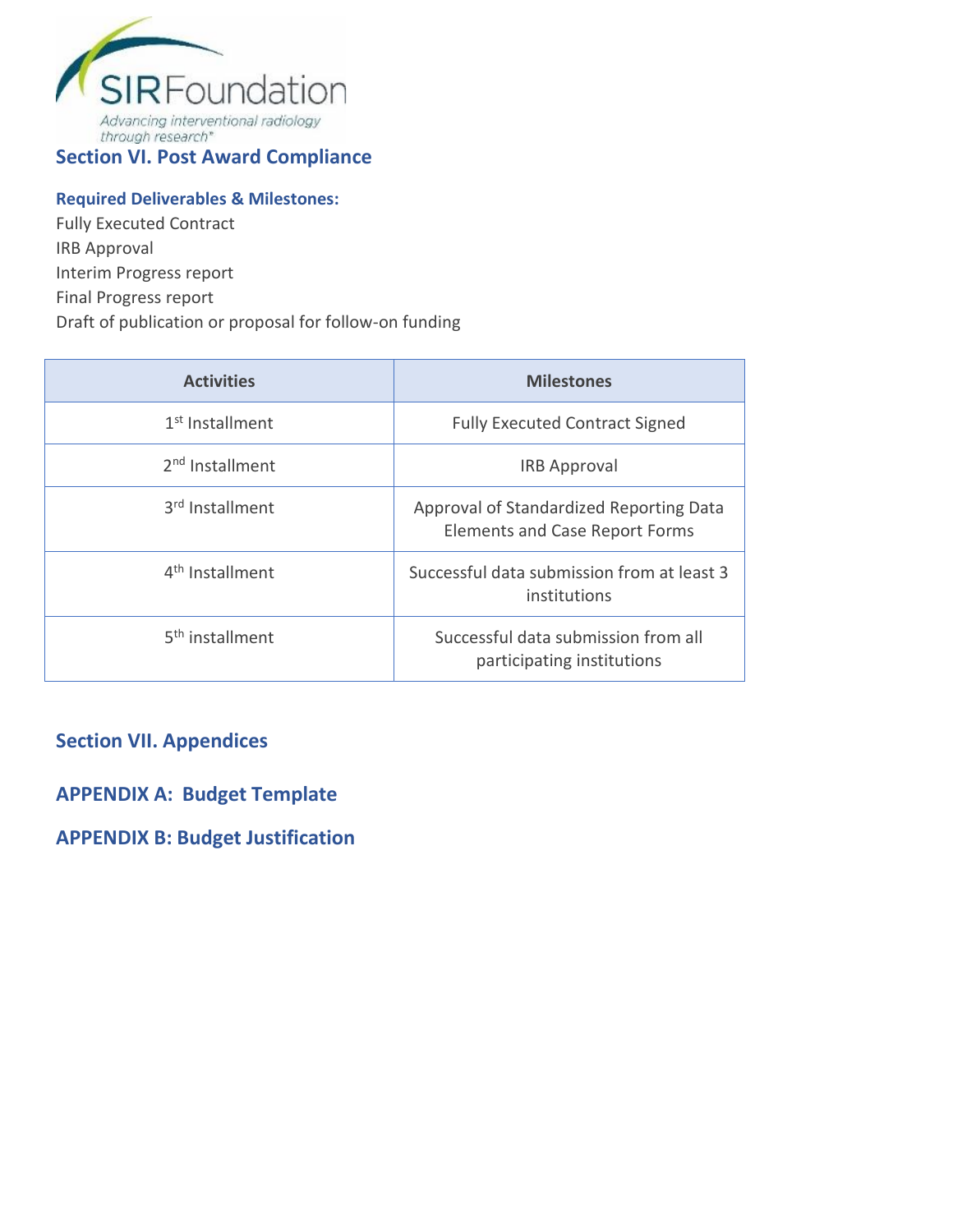## Section VI. Post Award Compliance

**Required Deliverables & Milestones:**

Fully Executed Contract
IRB Approval
Interim Progress report
Final Progress report
Draft of publication or proposal for follow-on funding

| Activities | Milestones |
|---|---|
| 1st Installment | Fully Executed Contract Signed |
| 2nd Installment | IRB Approval |
| 3rd Installment | Approval of Standardized Reporting Data Elements and Case Report Forms |
| 4th Installment | Successful data submission from at least 3 institutions |
| 5th installment | Successful data submission from all participating institutions |

## Section VII. Appendices

### APPENDIX A: Budget Template

### APPENDIX B: Budget Justification